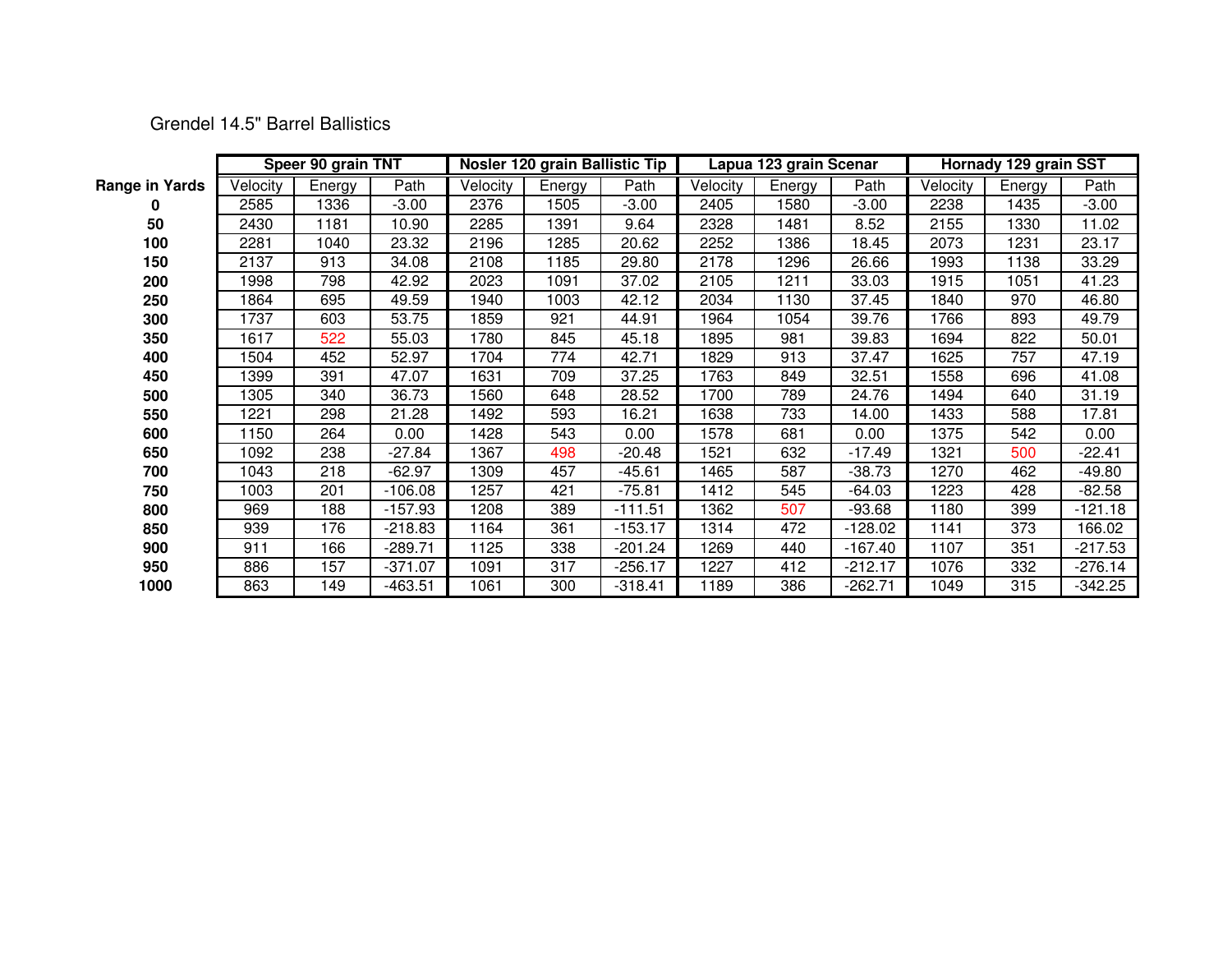# Grendel 14.5" Barrel Ballistics

| | Speer 90 grain TNT | | | Nosler 120 grain Ballistic Tip | | | Lapua 123 grain Scenar | | | Hornady 129 grain SST | | |
|---|---|---|---|---|---|---|---|---|---|---|---|---|
| **Range in Yards** | Velocity | Energy | Path | Velocity | Energy | Path | Velocity | Energy | Path | Velocity | Energy | Path |
| **0** | 2585 | 1336 | -3.00 | 2376 | 1505 | -3.00 | 2405 | 1580 | -3.00 | 2238 | 1435 | -3.00 |
| **50** | 2430 | 1181 | 10.90 | 2285 | 1391 | 9.64 | 2328 | 1481 | 8.52 | 2155 | 1330 | 11.02 |
| **100** | 2281 | 1040 | 23.32 | 2196 | 1285 | 20.62 | 2252 | 1386 | 18.45 | 2073 | 1231 | 23.17 |
| **150** | 2137 | 913 | 34.08 | 2108 | 1185 | 29.80 | 2178 | 1296 | 26.66 | 1993 | 1138 | 33.29 |
| **200** | 1998 | 798 | 42.92 | 2023 | 1091 | 37.02 | 2105 | 1211 | 33.03 | 1915 | 1051 | 41.23 |
| **250** | 1864 | 695 | 49.59 | 1940 | 1003 | 42.12 | 2034 | 1130 | 37.45 | 1840 | 970 | 46.80 |
| **300** | 1737 | 603 | 53.75 | 1859 | 921 | 44.91 | 1964 | 1054 | 39.76 | 1766 | 893 | 49.79 |
| **350** | 1617 | 522 | 55.03 | 1780 | 845 | 45.18 | 1895 | 981 | 39.83 | 1694 | 822 | 50.01 |
| **400** | 1504 | 452 | 52.97 | 1704 | 774 | 42.71 | 1829 | 913 | 37.47 | 1625 | 757 | 47.19 |
| **450** | 1399 | 391 | 47.07 | 1631 | 709 | 37.25 | 1763 | 849 | 32.51 | 1558 | 696 | 41.08 |
| **500** | 1305 | 340 | 36.73 | 1560 | 648 | 28.52 | 1700 | 789 | 24.76 | 1494 | 640 | 31.19 |
| **550** | 1221 | 298 | 21.28 | 1492 | 593 | 16.21 | 1638 | 733 | 14.00 | 1433 | 588 | 17.81 |
| **600** | 1150 | 264 | 0.00 | 1428 | 543 | 0.00 | 1578 | 681 | 0.00 | 1375 | 542 | 0.00 |
| **650** | 1092 | 238 | -27.84 | 1367 | 498 | -20.48 | 1521 | 632 | -17.49 | 1321 | 500 | -22.41 |
| **700** | 1043 | 218 | -62.97 | 1309 | 457 | -45.61 | 1465 | 587 | -38.73 | 1270 | 462 | -49.80 |
| **750** | 1003 | 201 | -106.08 | 1257 | 421 | -75.81 | 1412 | 545 | -64.03 | 1223 | 428 | -82.58 |
| **800** | 969 | 188 | -157.93 | 1208 | 389 | -111.51 | 1362 | 507 | -93.68 | 1180 | 399 | -121.18 |
| **850** | 939 | 176 | -218.83 | 1164 | 361 | -153.17 | 1314 | 472 | -128.02 | 1141 | 373 | 166.02 |
| **900** | 911 | 166 | -289.71 | 1125 | 338 | -201.24 | 1269 | 440 | -167.40 | 1107 | 351 | -217.53 |
| **950** | 886 | 157 | -371.07 | 1091 | 317 | -256.17 | 1227 | 412 | -212.17 | 1076 | 332 | -276.14 |
| **1000** | 863 | 149 | -463.51 | 1061 | 300 | -318.41 | 1189 | 386 | -262.71 | 1049 | 315 | -342.25 |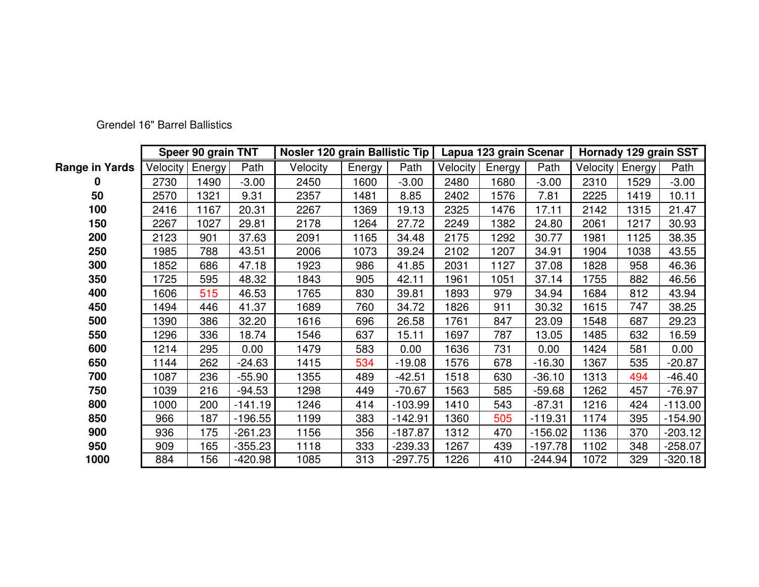Grendel 16" Barrel Ballistics

| | Speer 90 grain TNT | | | Nosler 120 grain Ballistic Tip | | | Lapua 123 grain Scenar | | | Hornady 129 grain SST | | |
|---|---|---|---|---|---|---|---|---|---|---|---|---|
| **Range in Yards** | Velocity | Energy | Path | Velocity | Energy | Path | Velocity | Energy | Path | Velocity | Energy | Path |
| **0** | 2730 | 1490 | -3.00 | 2450 | 1600 | -3.00 | 2480 | 1680 | -3.00 | 2310 | 1529 | -3.00 |
| **50** | 2570 | 1321 | 9.31 | 2357 | 1481 | 8.85 | 2402 | 1576 | 7.81 | 2225 | 1419 | 10.11 |
| **100** | 2416 | 1167 | 20.31 | 2267 | 1369 | 19.13 | 2325 | 1476 | 17.11 | 2142 | 1315 | 21.47 |
| **150** | 2267 | 1027 | 29.81 | 2178 | 1264 | 27.72 | 2249 | 1382 | 24.80 | 2061 | 1217 | 30.93 |
| **200** | 2123 | 901 | 37.63 | 2091 | 1165 | 34.48 | 2175 | 1292 | 30.77 | 1981 | 1125 | 38.35 |
| **250** | 1985 | 788 | 43.51 | 2006 | 1073 | 39.24 | 2102 | 1207 | 34.91 | 1904 | 1038 | 43.55 |
| **300** | 1852 | 686 | 47.18 | 1923 | 986 | 41.85 | 2031 | 1127 | 37.08 | 1828 | 958 | 46.36 |
| **350** | 1725 | 595 | 48.32 | 1843 | 905 | 42.11 | 1961 | 1051 | 37.14 | 1755 | 882 | 46.56 |
| **400** | 1606 | 515 | 46.53 | 1765 | 830 | 39.81 | 1893 | 979 | 34.94 | 1684 | 812 | 43.94 |
| **450** | 1494 | 446 | 41.37 | 1689 | 760 | 34.72 | 1826 | 911 | 30.32 | 1615 | 747 | 38.25 |
| **500** | 1390 | 386 | 32.20 | 1616 | 696 | 26.58 | 1761 | 847 | 23.09 | 1548 | 687 | 29.23 |
| **550** | 1296 | 336 | 18.74 | 1546 | 637 | 15.11 | 1697 | 787 | 13.05 | 1485 | 632 | 16.59 |
| **600** | 1214 | 295 | 0.00 | 1479 | 583 | 0.00 | 1636 | 731 | 0.00 | 1424 | 581 | 0.00 |
| **650** | 1144 | 262 | -24.63 | 1415 | 534 | -19.08 | 1576 | 678 | -16.30 | 1367 | 535 | -20.87 |
| **700** | 1087 | 236 | -55.90 | 1355 | 489 | -42.51 | 1518 | 630 | -36.10 | 1313 | 494 | -46.40 |
| **750** | 1039 | 216 | -94.53 | 1298 | 449 | -70.67 | 1563 | 585 | -59.68 | 1262 | 457 | -76.97 |
| **800** | 1000 | 200 | -141.19 | 1246 | 414 | -103.99 | 1410 | 543 | -87.31 | 1216 | 424 | -113.00 |
| **850** | 966 | 187 | -196.55 | 1199 | 383 | -142.91 | 1360 | 505 | -119.31 | 1174 | 395 | -154.90 |
| **900** | 936 | 175 | -261.23 | 1156 | 356 | -187.87 | 1312 | 470 | -156.02 | 1136 | 370 | -203.12 |
| **950** | 909 | 165 | -355.23 | 1118 | 333 | -239.33 | 1267 | 439 | -197.78 | 1102 | 348 | -258.07 |
| **1000** | 884 | 156 | -420.98 | 1085 | 313 | -297.75 | 1226 | 410 | -244.94 | 1072 | 329 | -320.18 |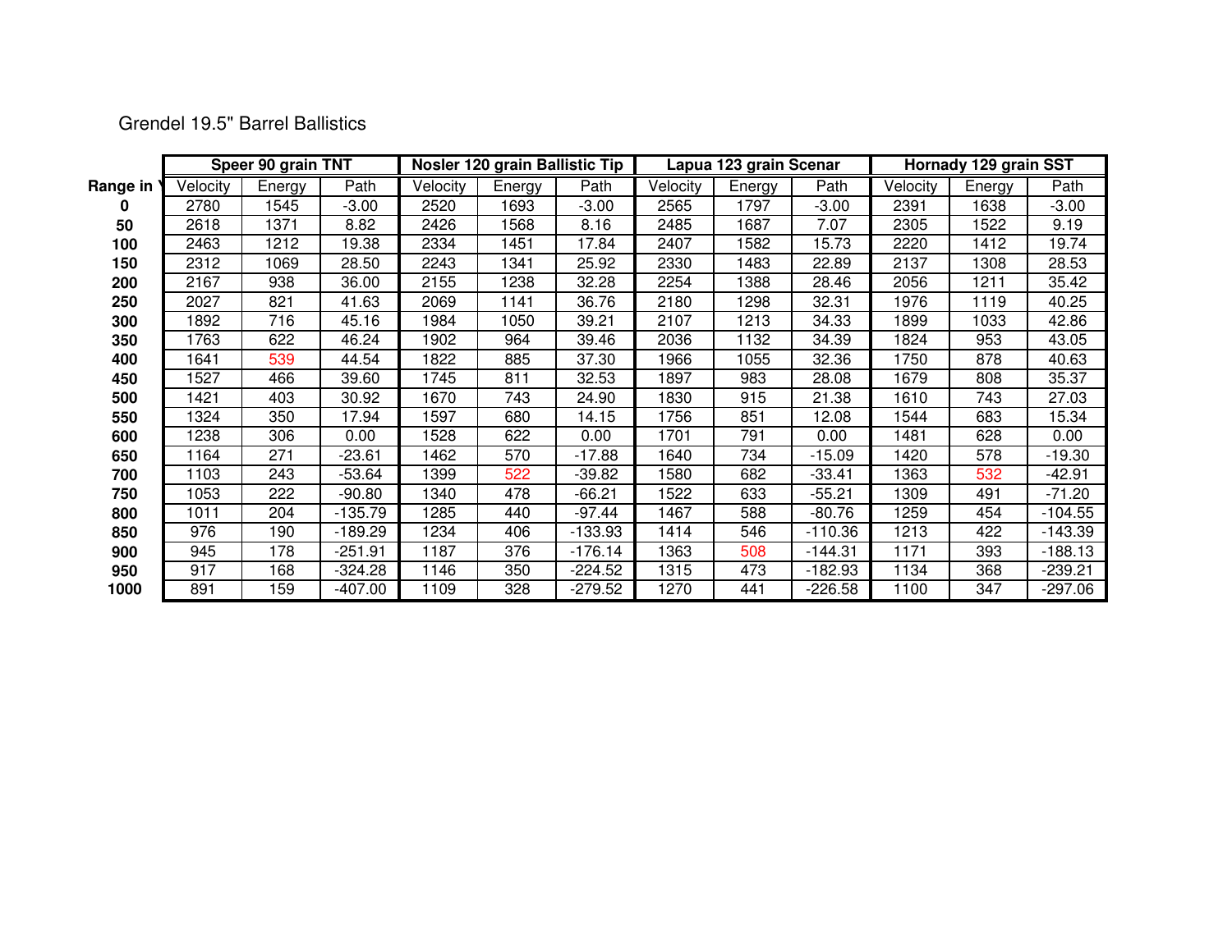Grendel 19.5" Barrel Ballistics

| | Speer 90 grain TNT | | | Nosler 120 grain Ballistic Tip | | | Lapua 123 grain Scenar | | | Hornady 129 grain SST | | |
|---|---|---|---|---|---|---|---|---|---|---|---|---|
| Range in Y | Velocity | Energy | Path | Velocity | Energy | Path | Velocity | Energy | Path | Velocity | Energy | Path |
| 0 | 2780 | 1545 | -3.00 | 2520 | 1693 | -3.00 | 2565 | 1797 | -3.00 | 2391 | 1638 | -3.00 |
| 50 | 2618 | 1371 | 8.82 | 2426 | 1568 | 8.16 | 2485 | 1687 | 7.07 | 2305 | 1522 | 9.19 |
| 100 | 2463 | 1212 | 19.38 | 2334 | 1451 | 17.84 | 2407 | 1582 | 15.73 | 2220 | 1412 | 19.74 |
| 150 | 2312 | 1069 | 28.50 | 2243 | 1341 | 25.92 | 2330 | 1483 | 22.89 | 2137 | 1308 | 28.53 |
| 200 | 2167 | 938 | 36.00 | 2155 | 1238 | 32.28 | 2254 | 1388 | 28.46 | 2056 | 1211 | 35.42 |
| 250 | 2027 | 821 | 41.63 | 2069 | 1141 | 36.76 | 2180 | 1298 | 32.31 | 1976 | 1119 | 40.25 |
| 300 | 1892 | 716 | 45.16 | 1984 | 1050 | 39.21 | 2107 | 1213 | 34.33 | 1899 | 1033 | 42.86 |
| 350 | 1763 | 622 | 46.24 | 1902 | 964 | 39.46 | 2036 | 1132 | 34.39 | 1824 | 953 | 43.05 |
| 400 | 1641 | 539 | 44.54 | 1822 | 885 | 37.30 | 1966 | 1055 | 32.36 | 1750 | 878 | 40.63 |
| 450 | 1527 | 466 | 39.60 | 1745 | 811 | 32.53 | 1897 | 983 | 28.08 | 1679 | 808 | 35.37 |
| 500 | 1421 | 403 | 30.92 | 1670 | 743 | 24.90 | 1830 | 915 | 21.38 | 1610 | 743 | 27.03 |
| 550 | 1324 | 350 | 17.94 | 1597 | 680 | 14.15 | 1756 | 851 | 12.08 | 1544 | 683 | 15.34 |
| 600 | 1238 | 306 | 0.00 | 1528 | 622 | 0.00 | 1701 | 791 | 0.00 | 1481 | 628 | 0.00 |
| 650 | 1164 | 271 | -23.61 | 1462 | 570 | -17.88 | 1640 | 734 | -15.09 | 1420 | 578 | -19.30 |
| 700 | 1103 | 243 | -53.64 | 1399 | 522 | -39.82 | 1580 | 682 | -33.41 | 1363 | 532 | -42.91 |
| 750 | 1053 | 222 | -90.80 | 1340 | 478 | -66.21 | 1522 | 633 | -55.21 | 1309 | 491 | -71.20 |
| 800 | 1011 | 204 | -135.79 | 1285 | 440 | -97.44 | 1467 | 588 | -80.76 | 1259 | 454 | -104.55 |
| 850 | 976 | 190 | -189.29 | 1234 | 406 | -133.93 | 1414 | 546 | -110.36 | 1213 | 422 | -143.39 |
| 900 | 945 | 178 | -251.91 | 1187 | 376 | -176.14 | 1363 | 508 | -144.31 | 1171 | 393 | -188.13 |
| 950 | 917 | 168 | -324.28 | 1146 | 350 | -224.52 | 1315 | 473 | -182.93 | 1134 | 368 | -239.21 |
| 1000 | 891 | 159 | -407.00 | 1109 | 328 | -279.52 | 1270 | 441 | -226.58 | 1100 | 347 | -297.06 |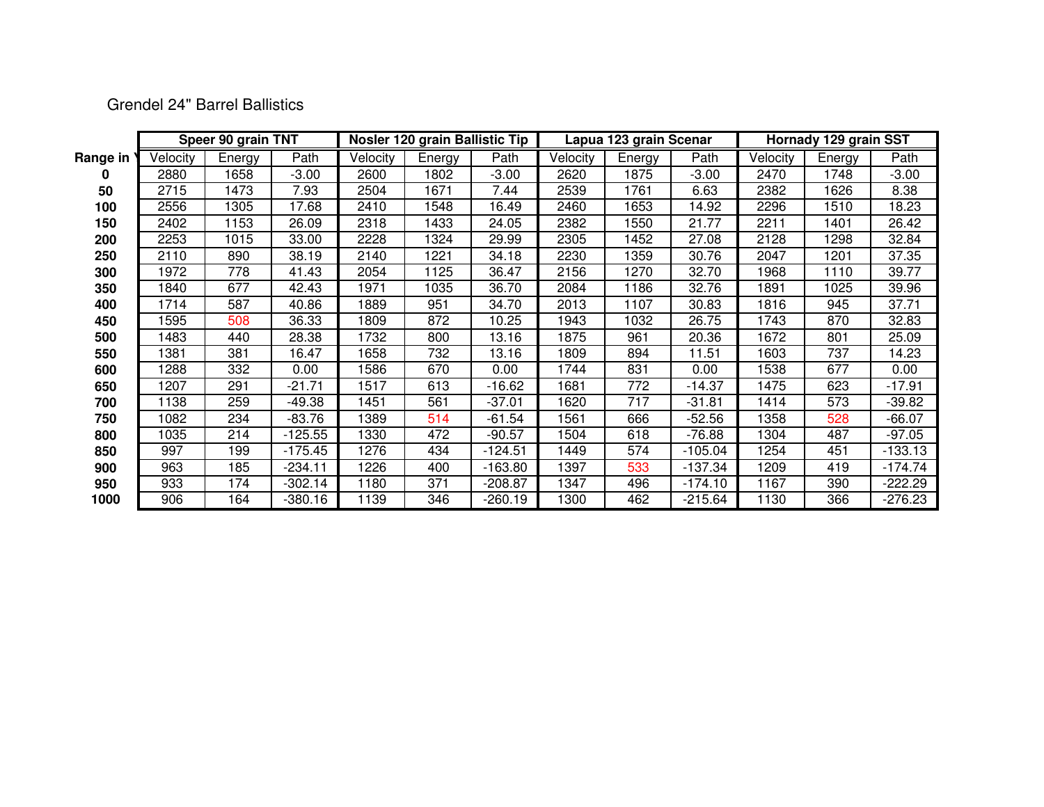Grendel 24" Barrel Ballistics

| | Speer 90 grain TNT | | | Nosler 120 grain Ballistic Tip | | | Lapua 123 grain Scenar | | | Hornady 129 grain SST | | |
|---|---|---|---|---|---|---|---|---|---|---|---|---|
| Range in Y | Velocity | Energy | Path | Velocity | Energy | Path | Velocity | Energy | Path | Velocity | Energy | Path |
| 0 | 2880 | 1658 | -3.00 | 2600 | 1802 | -3.00 | 2620 | 1875 | -3.00 | 2470 | 1748 | -3.00 |
| 50 | 2715 | 1473 | 7.93 | 2504 | 1671 | 7.44 | 2539 | 1761 | 6.63 | 2382 | 1626 | 8.38 |
| 100 | 2556 | 1305 | 17.68 | 2410 | 1548 | 16.49 | 2460 | 1653 | 14.92 | 2296 | 1510 | 18.23 |
| 150 | 2402 | 1153 | 26.09 | 2318 | 1433 | 24.05 | 2382 | 1550 | 21.77 | 2211 | 1401 | 26.42 |
| 200 | 2253 | 1015 | 33.00 | 2228 | 1324 | 29.99 | 2305 | 1452 | 27.08 | 2128 | 1298 | 32.84 |
| 250 | 2110 | 890 | 38.19 | 2140 | 1221 | 34.18 | 2230 | 1359 | 30.76 | 2047 | 1201 | 37.35 |
| 300 | 1972 | 778 | 41.43 | 2054 | 1125 | 36.47 | 2156 | 1270 | 32.70 | 1968 | 1110 | 39.77 |
| 350 | 1840 | 677 | 42.43 | 1971 | 1035 | 36.70 | 2084 | 1186 | 32.76 | 1891 | 1025 | 39.96 |
| 400 | 1714 | 587 | 40.86 | 1889 | 951 | 34.70 | 2013 | 1107 | 30.83 | 1816 | 945 | 37.71 |
| 450 | 1595 | 508 | 36.33 | 1809 | 872 | 10.25 | 1943 | 1032 | 26.75 | 1743 | 870 | 32.83 |
| 500 | 1483 | 440 | 28.38 | 1732 | 800 | 13.16 | 1875 | 961 | 20.36 | 1672 | 801 | 25.09 |
| 550 | 1381 | 381 | 16.47 | 1658 | 732 | 13.16 | 1809 | 894 | 11.51 | 1603 | 737 | 14.23 |
| 600 | 1288 | 332 | 0.00 | 1586 | 670 | 0.00 | 1744 | 831 | 0.00 | 1538 | 677 | 0.00 |
| 650 | 1207 | 291 | -21.71 | 1517 | 613 | -16.62 | 1681 | 772 | -14.37 | 1475 | 623 | -17.91 |
| 700 | 1138 | 259 | -49.38 | 1451 | 561 | -37.01 | 1620 | 717 | -31.81 | 1414 | 573 | -39.82 |
| 750 | 1082 | 234 | -83.76 | 1389 | 514 | -61.54 | 1561 | 666 | -52.56 | 1358 | 528 | -66.07 |
| 800 | 1035 | 214 | -125.55 | 1330 | 472 | -90.57 | 1504 | 618 | -76.88 | 1304 | 487 | -97.05 |
| 850 | 997 | 199 | -175.45 | 1276 | 434 | -124.51 | 1449 | 574 | -105.04 | 1254 | 451 | -133.13 |
| 900 | 963 | 185 | -234.11 | 1226 | 400 | -163.80 | 1397 | 533 | -137.34 | 1209 | 419 | -174.74 |
| 950 | 933 | 174 | -302.14 | 1180 | 371 | -208.87 | 1347 | 496 | -174.10 | 1167 | 390 | -222.29 |
| 1000 | 906 | 164 | -380.16 | 1139 | 346 | -260.19 | 1300 | 462 | -215.64 | 1130 | 366 | -276.23 |